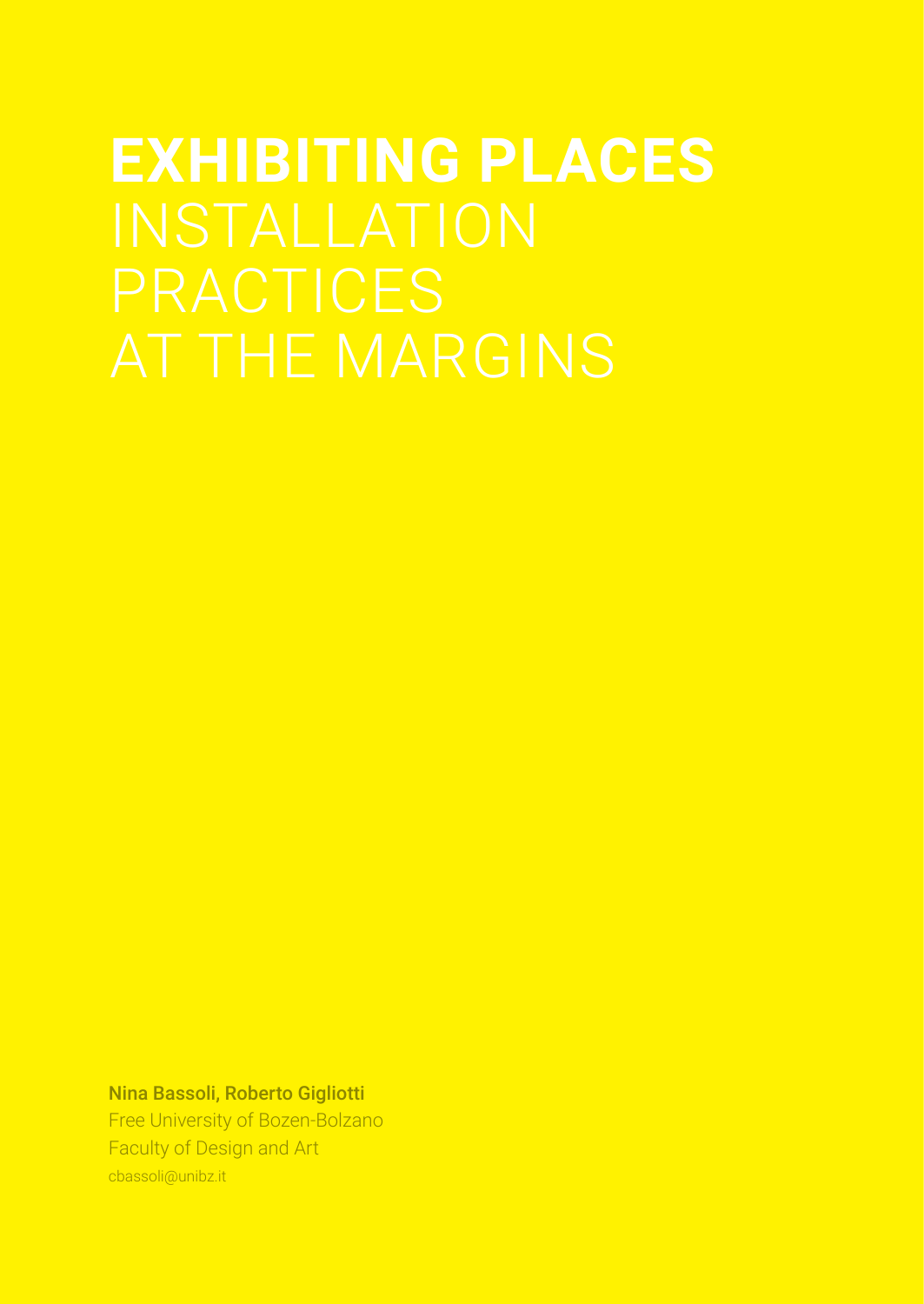# EXHIBITING PLACES
# INSTALLATION PRACTICES AT THE MARGINS

**Nina Bassoli, Roberto Gigliotti**
Free University of Bozen-Bolzano
Faculty of Design and Art
cbassoli@unibz.it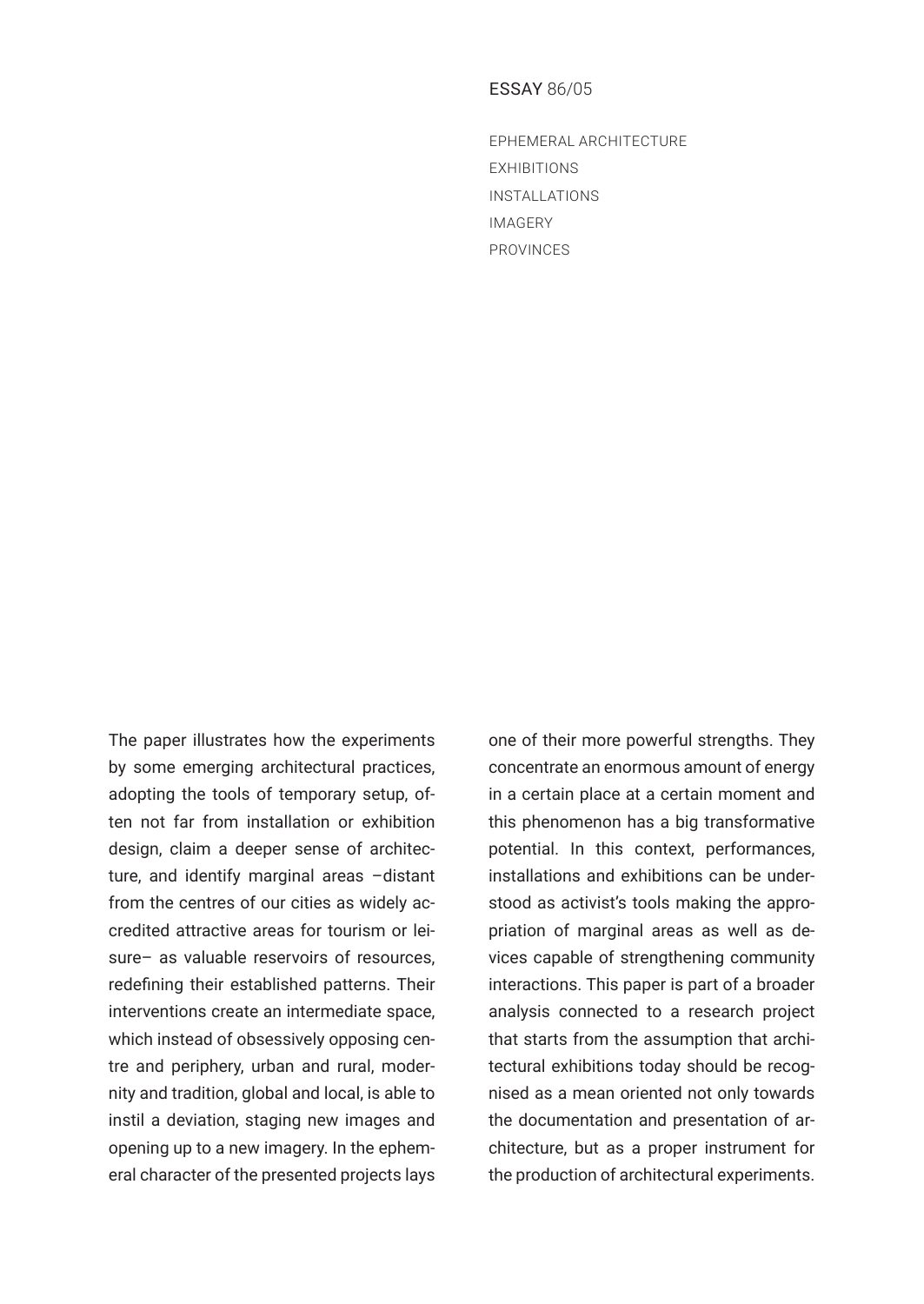ESSAY 86/05

EPHEMERAL ARCHITECTURE
EXHIBITIONS
INSTALLATIONS
IMAGERY
PROVINCES

The paper illustrates how the experiments by some emerging architectural practices, adopting the tools of temporary setup, often not far from installation or exhibition design, claim a deeper sense of architecture, and identify marginal areas –distant from the centres of our cities as widely accredited attractive areas for tourism or leisure– as valuable reservoirs of resources, redefining their established patterns. Their interventions create an intermediate space, which instead of obsessively opposing centre and periphery, urban and rural, modernity and tradition, global and local, is able to instil a deviation, staging new images and opening up to a new imagery. In the ephemeral character of the presented projects lays one of their more powerful strengths. They concentrate an enormous amount of energy in a certain place at a certain moment and this phenomenon has a big transformative potential. In this context, performances, installations and exhibitions can be understood as activist's tools making the appropriation of marginal areas as well as devices capable of strengthening community interactions. This paper is part of a broader analysis connected to a research project that starts from the assumption that architectural exhibitions today should be recognised as a mean oriented not only towards the documentation and presentation of architecture, but as a proper instrument for the production of architectural experiments.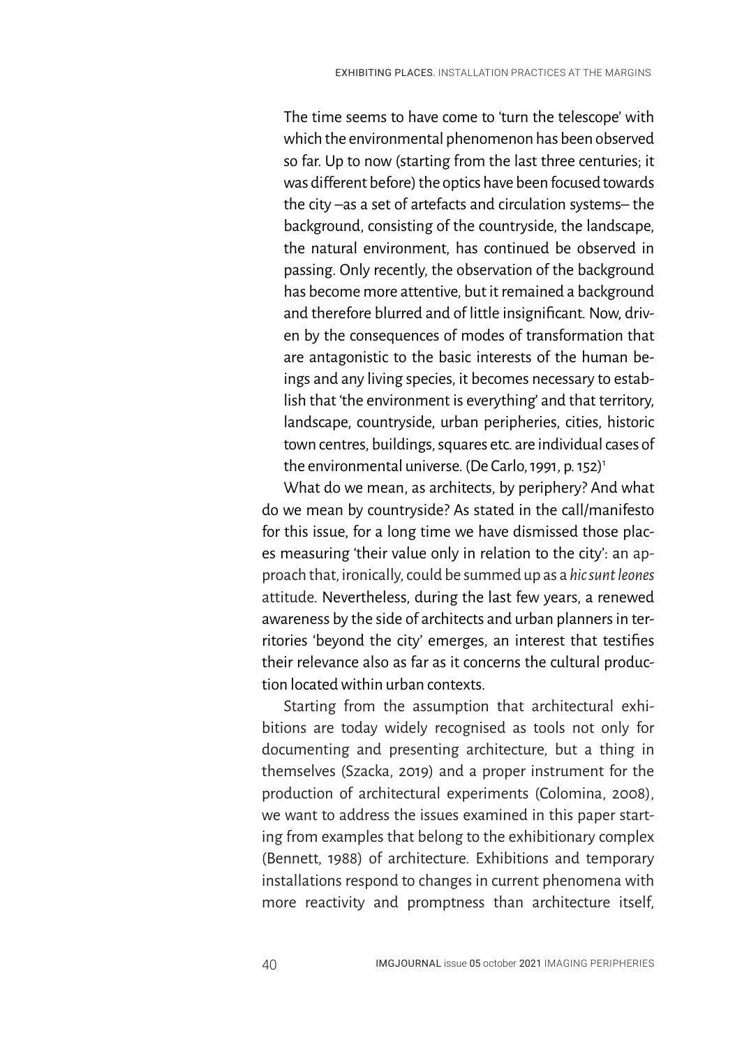> The time seems to have come to 'turn the telescope' with which the environmental phenomenon has been observed so far. Up to now (starting from the last three centuries; it was different before) the optics have been focused towards the city –as a set of artefacts and circulation systems– the background, consisting of the countryside, the landscape, the natural environment, has continued be observed in passing. Only recently, the observation of the background has become more attentive, but it remained a background and therefore blurred and of little insignificant. Now, driven by the consequences of modes of transformation that are antagonistic to the basic interests of the human beings and any living species, it becomes necessary to establish that 'the environment is everything' and that territory, landscape, countryside, urban peripheries, cities, historic town centres, buildings, squares etc. are individual cases of the environmental universe. (De Carlo, 1991, p. 152)[1]

What do we mean, as architects, by periphery? And what do we mean by countryside? As stated in the call/manifesto for this issue, for a long time we have dismissed those places measuring 'their value only in relation to the city': an approach that, ironically, could be summed up as a *hic sunt leones* attitude. Nevertheless, during the last few years, a renewed awareness by the side of architects and urban planners in territories 'beyond the city' emerges, an interest that testifies their relevance also as far as it concerns the cultural production located within urban contexts.

Starting from the assumption that architectural exhibitions are today widely recognised as tools not only for documenting and presenting architecture, but a thing in themselves (Szacka, 2019) and a proper instrument for the production of architectural experiments (Colomina, 2008), we want to address the issues examined in this paper starting from examples that belong to the exhibitionary complex (Bennett, 1988) of architecture. Exhibitions and temporary installations respond to changes in current phenomena with more reactivity and promptness than architecture itself,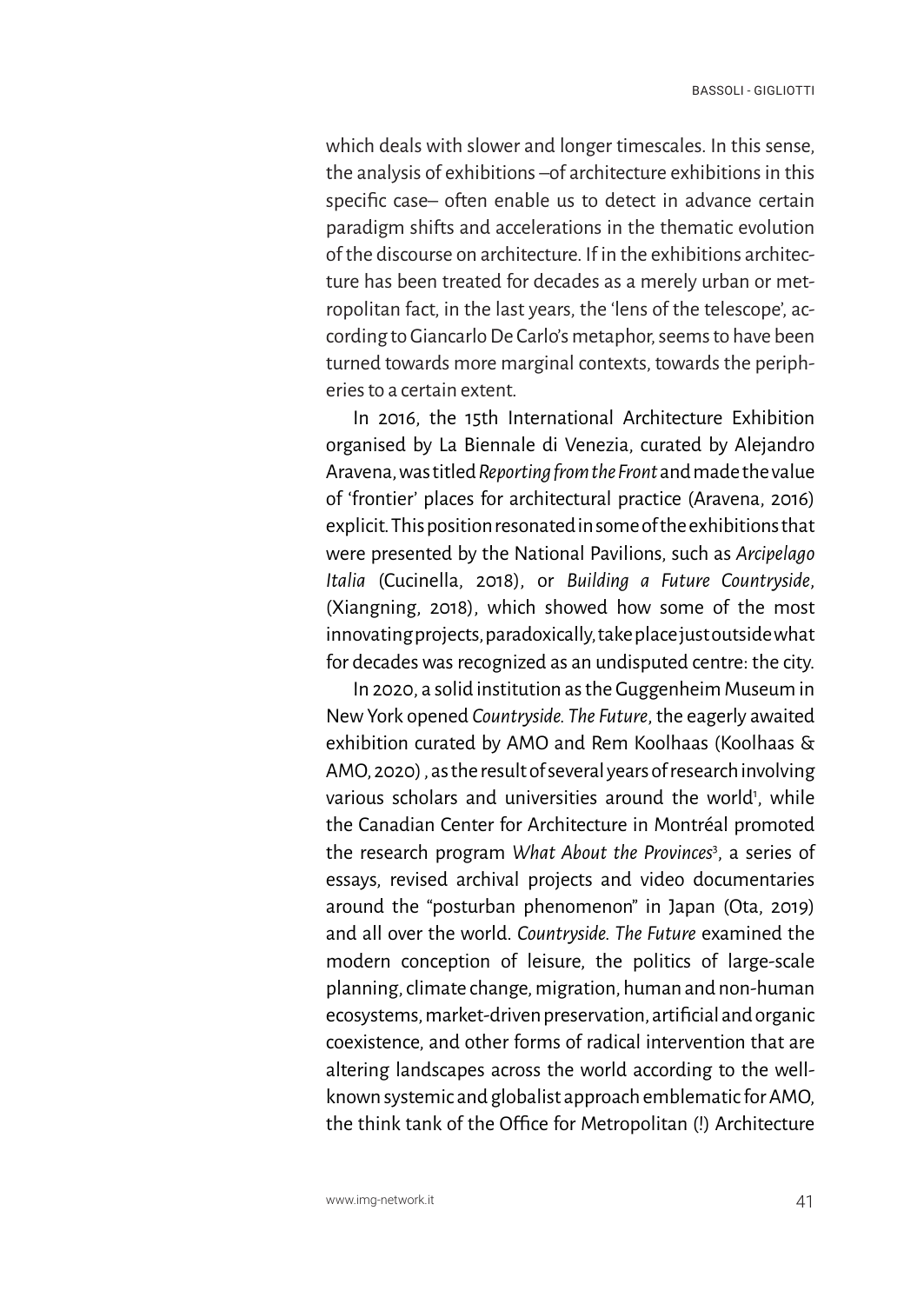which deals with slower and longer timescales. In this sense, the analysis of exhibitions –of architecture exhibitions in this specific case– often enable us to detect in advance certain paradigm shifts and accelerations in the thematic evolution of the discourse on architecture. If in the exhibitions architecture has been treated for decades as a merely urban or metropolitan fact, in the last years, the 'lens of the telescope', according to Giancarlo De Carlo's metaphor, seems to have been turned towards more marginal contexts, towards the peripheries to a certain extent.

In 2016, the 15th International Architecture Exhibition organised by La Biennale di Venezia, curated by Alejandro Aravena, was titled *Reporting from the Front* and made the value of 'frontier' places for architectural practice (Aravena, 2016) explicit. This position resonated in some of the exhibitions that were presented by the National Pavilions, such as *Arcipelago Italia* (Cucinella, 2018), or *Building a Future Countryside*, (Xiangning, 2018), which showed how some of the most innovating projects, paradoxically, take place just outside what for decades was recognized as an undisputed centre: the city.

In 2020, a solid institution as the Guggenheim Museum in New York opened *Countryside. The Future*, the eagerly awaited exhibition curated by AMO and Rem Koolhaas (Koolhaas & AMO, 2020) , as the result of several years of research involving various scholars and universities around the world[1], while the Canadian Center for Architecture in Montréal promoted the research program *What About the Provinces*[3], a series of essays, revised archival projects and video documentaries around the "posturban phenomenon" in Japan (Ota, 2019) and all over the world. *Countryside. The Future* examined the modern conception of leisure, the politics of large-scale planning, climate change, migration, human and non-human ecosystems, market-driven preservation, artificial and organic coexistence, and other forms of radical intervention that are altering landscapes across the world according to the well-known systemic and globalist approach emblematic for AMO, the think tank of the Office for Metropolitan (!) Architecture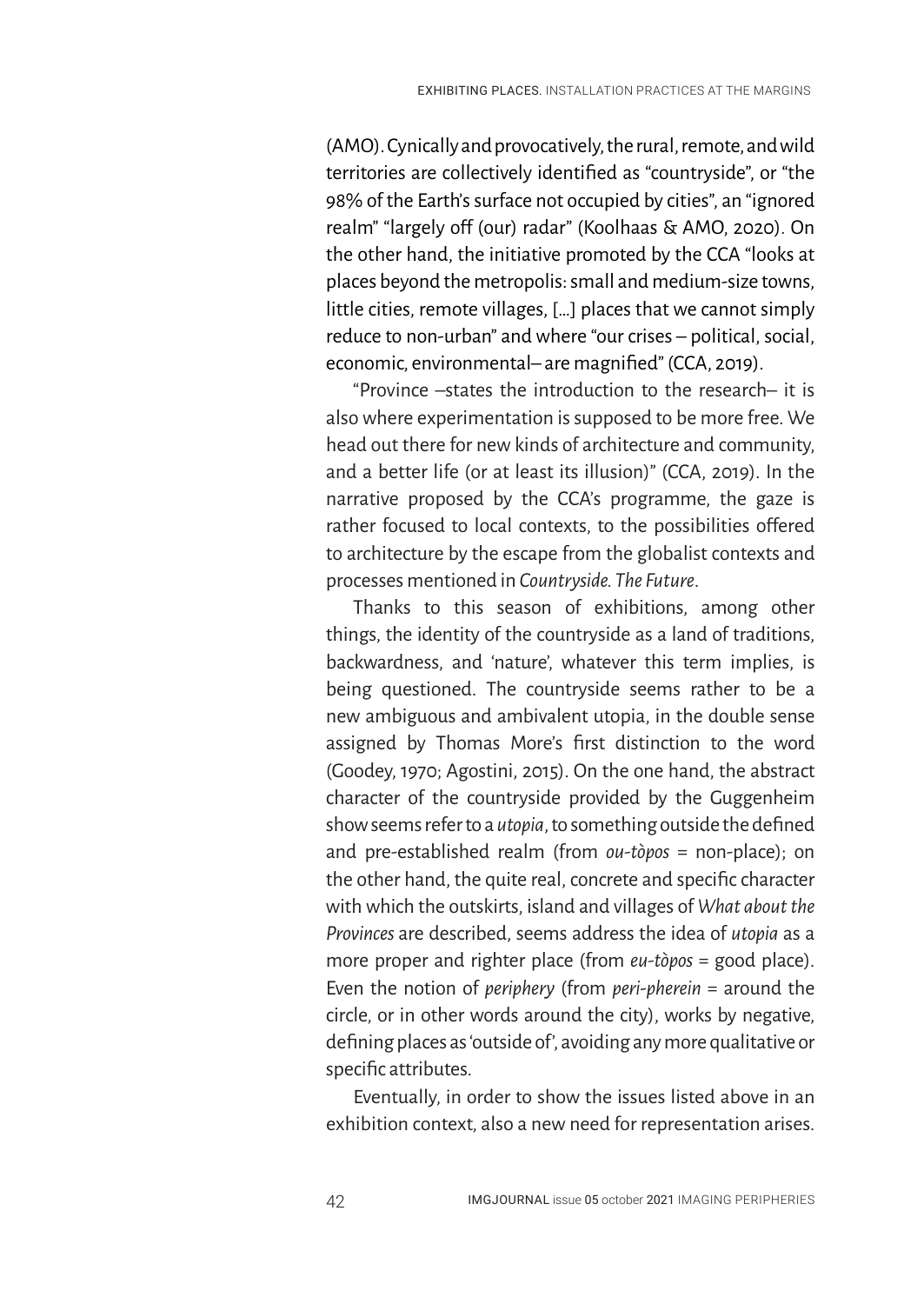(AMO). Cynically and provocatively, the rural, remote, and wild territories are collectively identified as "countryside", or "the 98% of the Earth's surface not occupied by cities", an "ignored realm" "largely off (our) radar" (Koolhaas & AMO, 2020). On the other hand, the initiative promoted by the CCA "looks at places beyond the metropolis: small and medium-size towns, little cities, remote villages, [...] places that we cannot simply reduce to non-urban" and where "our crises – political, social, economic, environmental– are magnified" (CCA, 2019).

"Province –states the introduction to the research– it is also where experimentation is supposed to be more free. We head out there for new kinds of architecture and community, and a better life (or at least its illusion)" (CCA, 2019). In the narrative proposed by the CCA's programme, the gaze is rather focused to local contexts, to the possibilities offered to architecture by the escape from the globalist contexts and processes mentioned in *Countryside. The Future*.

Thanks to this season of exhibitions, among other things, the identity of the countryside as a land of traditions, backwardness, and 'nature', whatever this term implies, is being questioned. The countryside seems rather to be a new ambiguous and ambivalent utopia, in the double sense assigned by Thomas More's first distinction to the word (Goodey, 1970; Agostini, 2015). On the one hand, the abstract character of the countryside provided by the Guggenheim show seems refer to a *utopia*, to something outside the defined and pre-established realm (from *ou-tòpos* = non-place); on the other hand, the quite real, concrete and specific character with which the outskirts, island and villages of *What about the Provinces* are described, seems address the idea of *utopia* as a more proper and righter place (from *eu-tòpos* = good place). Even the notion of *periphery* (from *peri-pherein* = around the circle, or in other words around the city), works by negative, defining places as 'outside of', avoiding any more qualitative or specific attributes.

Eventually, in order to show the issues listed above in an exhibition context, also a new need for representation arises.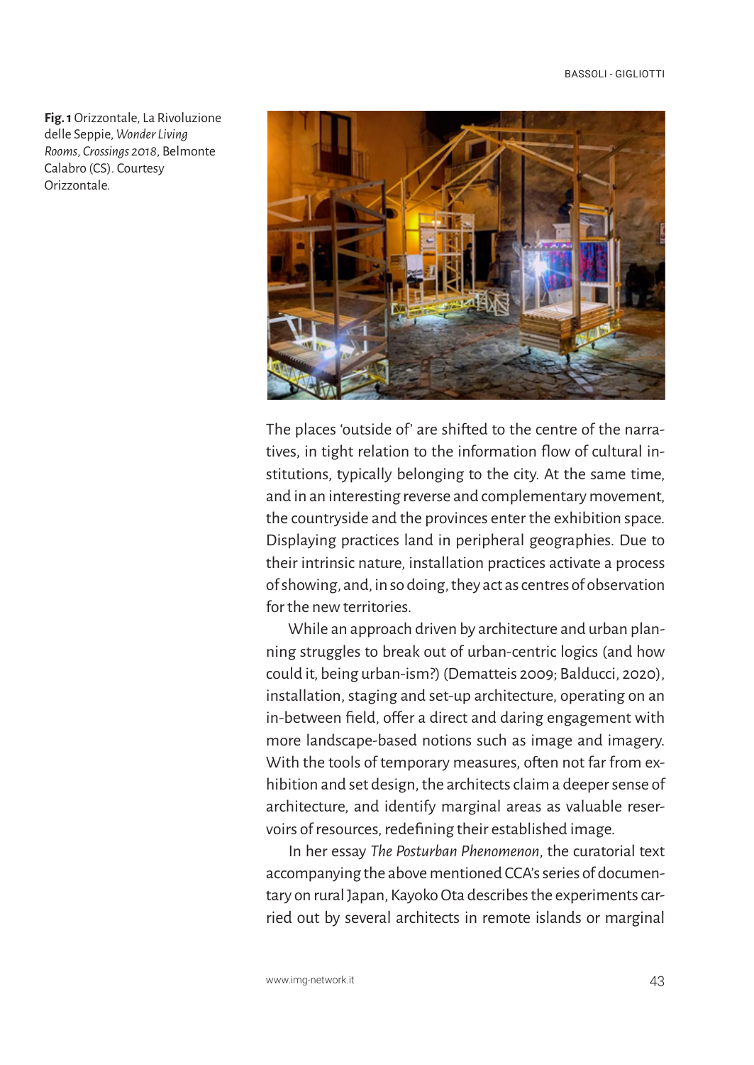**Fig. 1** Orizzontale, La Rivoluzione delle Seppie, *Wonder Living Rooms*, *Crossings 2018*, Belmonte Calabro (CS). Courtesy Orizzontale.

The places 'outside of' are shifted to the centre of the narratives, in tight relation to the information flow of cultural institutions, typically belonging to the city. At the same time, and in an interesting reverse and complementary movement, the countryside and the provinces enter the exhibition space. Displaying practices land in peripheral geographies. Due to their intrinsic nature, installation practices activate a process of showing, and, in so doing, they act as centres of observation for the new territories.

While an approach driven by architecture and urban planning struggles to break out of urban-centric logics (and how could it, being urban-ism?) (Dematteis 2009; Balducci, 2020), installation, staging and set-up architecture, operating on an in-between field, offer a direct and daring engagement with more landscape-based notions such as image and imagery. With the tools of temporary measures, often not far from exhibition and set design, the architects claim a deeper sense of architecture, and identify marginal areas as valuable reservoirs of resources, redefining their established image.

In her essay *The Posturban Phenomenon*, the curatorial text accompanying the above mentioned CCA's series of documentary on rural Japan, Kayoko Ota describes the experiments carried out by several architects in remote islands or marginal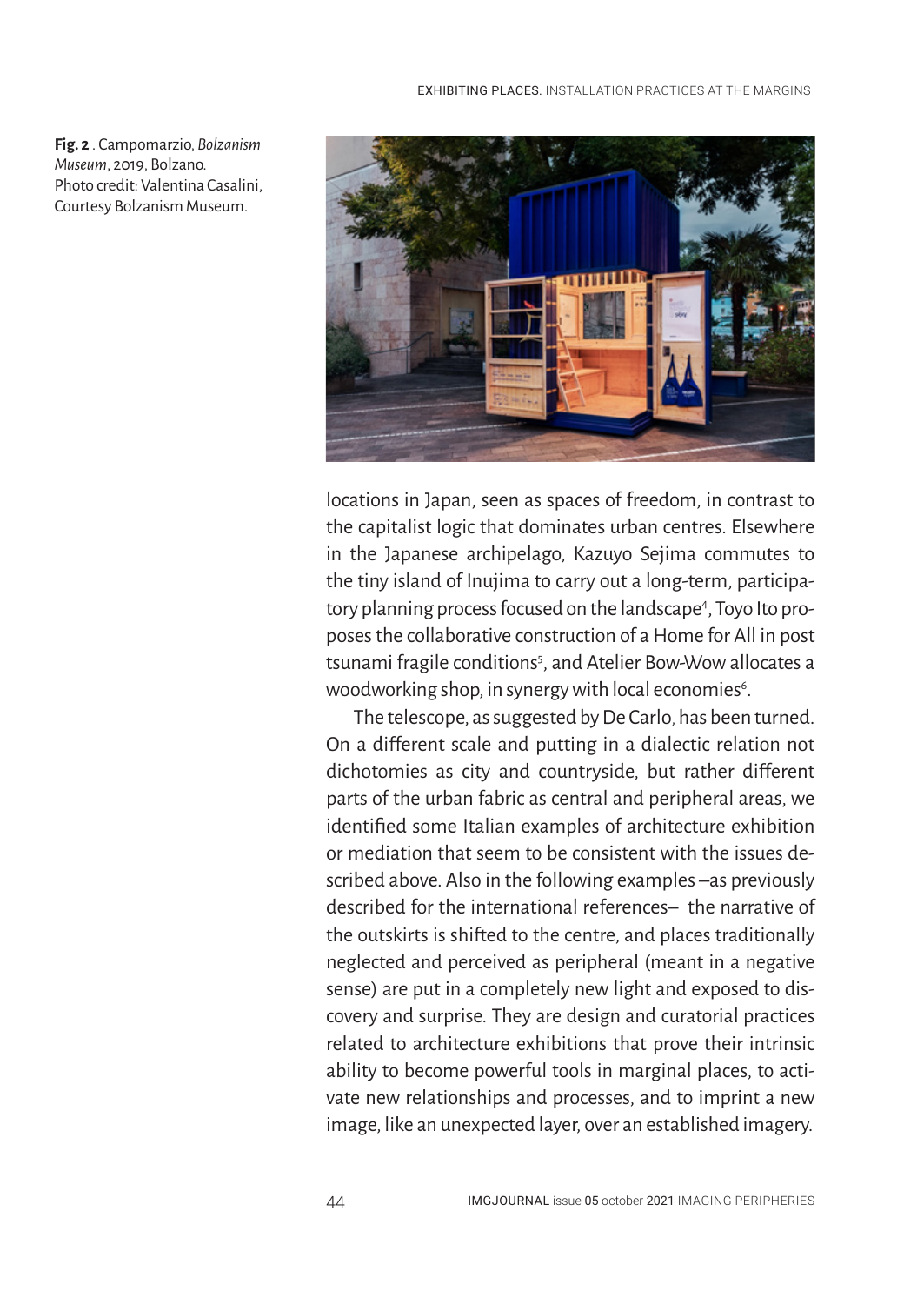**Fig. 2** . Campomarzio, *Bolzanism Museum*, 2019, Bolzano. Photo credit: Valentina Casalini, Courtesy Bolzanism Museum.

locations in Japan, seen as spaces of freedom, in contrast to the capitalist logic that dominates urban centres. Elsewhere in the Japanese archipelago, Kazuyo Sejima commutes to the tiny island of Inujima to carry out a long-term, participatory planning process focused on the landscape[4], Toyo Ito proposes the collaborative construction of a Home for All in post tsunami fragile conditions[5], and Atelier Bow-Wow allocates a woodworking shop, in synergy with local economies[6].

The telescope, as suggested by De Carlo, has been turned. On a different scale and putting in a dialectic relation not dichotomies as city and countryside, but rather different parts of the urban fabric as central and peripheral areas, we identified some Italian examples of architecture exhibition or mediation that seem to be consistent with the issues described above. Also in the following examples –as previously described for the international references– the narrative of the outskirts is shifted to the centre, and places traditionally neglected and perceived as peripheral (meant in a negative sense) are put in a completely new light and exposed to discovery and surprise. They are design and curatorial practices related to architecture exhibitions that prove their intrinsic ability to become powerful tools in marginal places, to activate new relationships and processes, and to imprint a new image, like an unexpected layer, over an established imagery.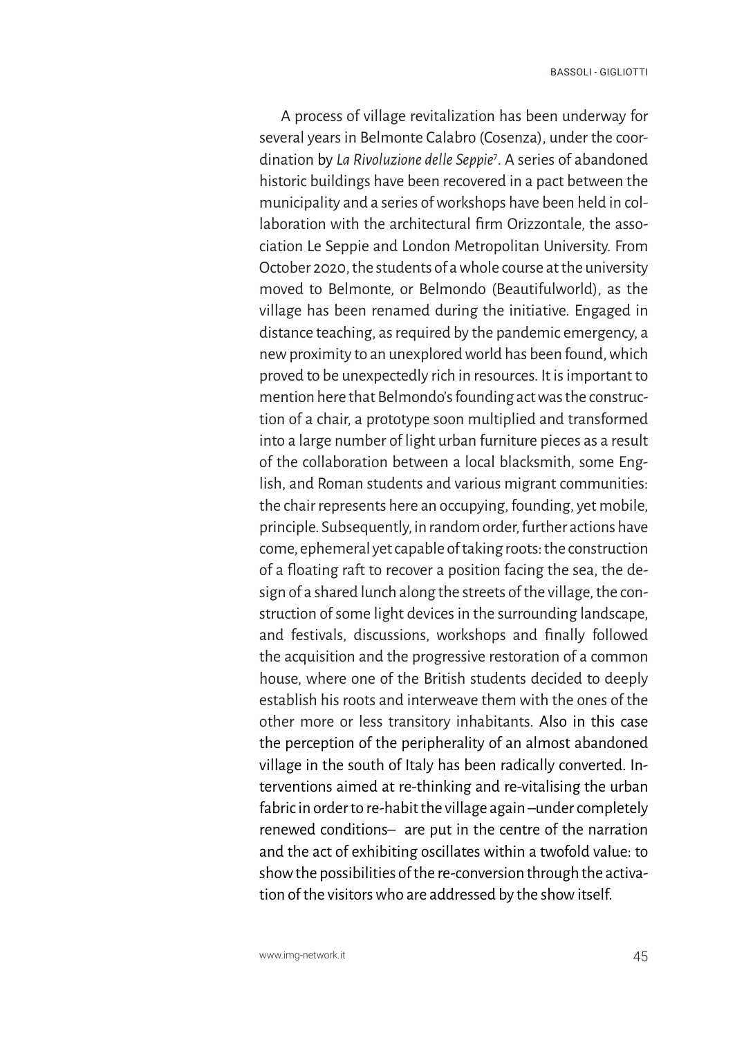A process of village revitalization has been underway for several years in Belmonte Calabro (Cosenza), under the coordination by *La Rivoluzione delle Seppie*[7]. A series of abandoned historic buildings have been recovered in a pact between the municipality and a series of workshops have been held in collaboration with the architectural firm Orizzontale, the association Le Seppie and London Metropolitan University. From October 2020, the students of a whole course at the university moved to Belmonte, or Belmondo (Beautifulworld), as the village has been renamed during the initiative. Engaged in distance teaching, as required by the pandemic emergency, a new proximity to an unexplored world has been found, which proved to be unexpectedly rich in resources. It is important to mention here that Belmondo's founding act was the construction of a chair, a prototype soon multiplied and transformed into a large number of light urban furniture pieces as a result of the collaboration between a local blacksmith, some English, and Roman students and various migrant communities: the chair represents here an occupying, founding, yet mobile, principle. Subsequently, in random order, further actions have come, ephemeral yet capable of taking roots: the construction of a floating raft to recover a position facing the sea, the design of a shared lunch along the streets of the village, the construction of some light devices in the surrounding landscape, and festivals, discussions, workshops and finally followed the acquisition and the progressive restoration of a common house, where one of the British students decided to deeply establish his roots and interweave them with the ones of the other more or less transitory inhabitants. Also in this case the perception of the peripherality of an almost abandoned village in the south of Italy has been radically converted. Interventions aimed at re-thinking and re-vitalising the urban fabric in order to re-habit the village again –under completely renewed conditions– are put in the centre of the narration and the act of exhibiting oscillates within a twofold value: to show the possibilities of the re-conversion through the activation of the visitors who are addressed by the show itself.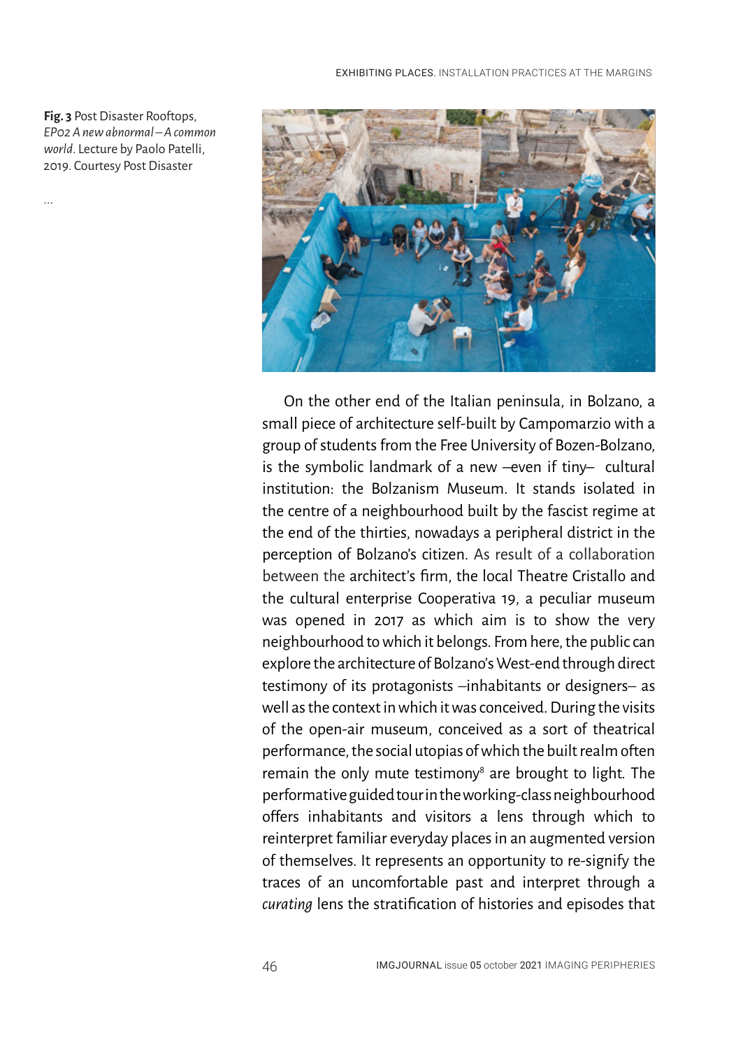**Fig. 3** Post Disaster Rooftops, *EP02 A new abnormal – A common world*. Lecture by Paolo Patelli, 2019. Courtesy Post Disaster

...

On the other end of the Italian peninsula, in Bolzano, a small piece of architecture self-built by Campomarzio with a group of students from the Free University of Bozen-Bolzano, is the symbolic landmark of a new –even if tiny– cultural institution: the Bolzanism Museum. It stands isolated in the centre of a neighbourhood built by the fascist regime at the end of the thirties, nowadays a peripheral district in the perception of Bolzano's citizen. As result of a collaboration between the architect's firm, the local Theatre Cristallo and the cultural enterprise Cooperativa 19, a peculiar museum was opened in 2017 as which aim is to show the very neighbourhood to which it belongs. From here, the public can explore the architecture of Bolzano's West-end through direct testimony of its protagonists –inhabitants or designers– as well as the context in which it was conceived. During the visits of the open-air museum, conceived as a sort of theatrical performance, the social utopias of which the built realm often remain the only mute testimony[8] are brought to light. The performative guided tour in the working-class neighbourhood offers inhabitants and visitors a lens through which to reinterpret familiar everyday places in an augmented version of themselves. It represents an opportunity to re-signify the traces of an uncomfortable past and interpret through a *curating* lens the stratification of histories and episodes that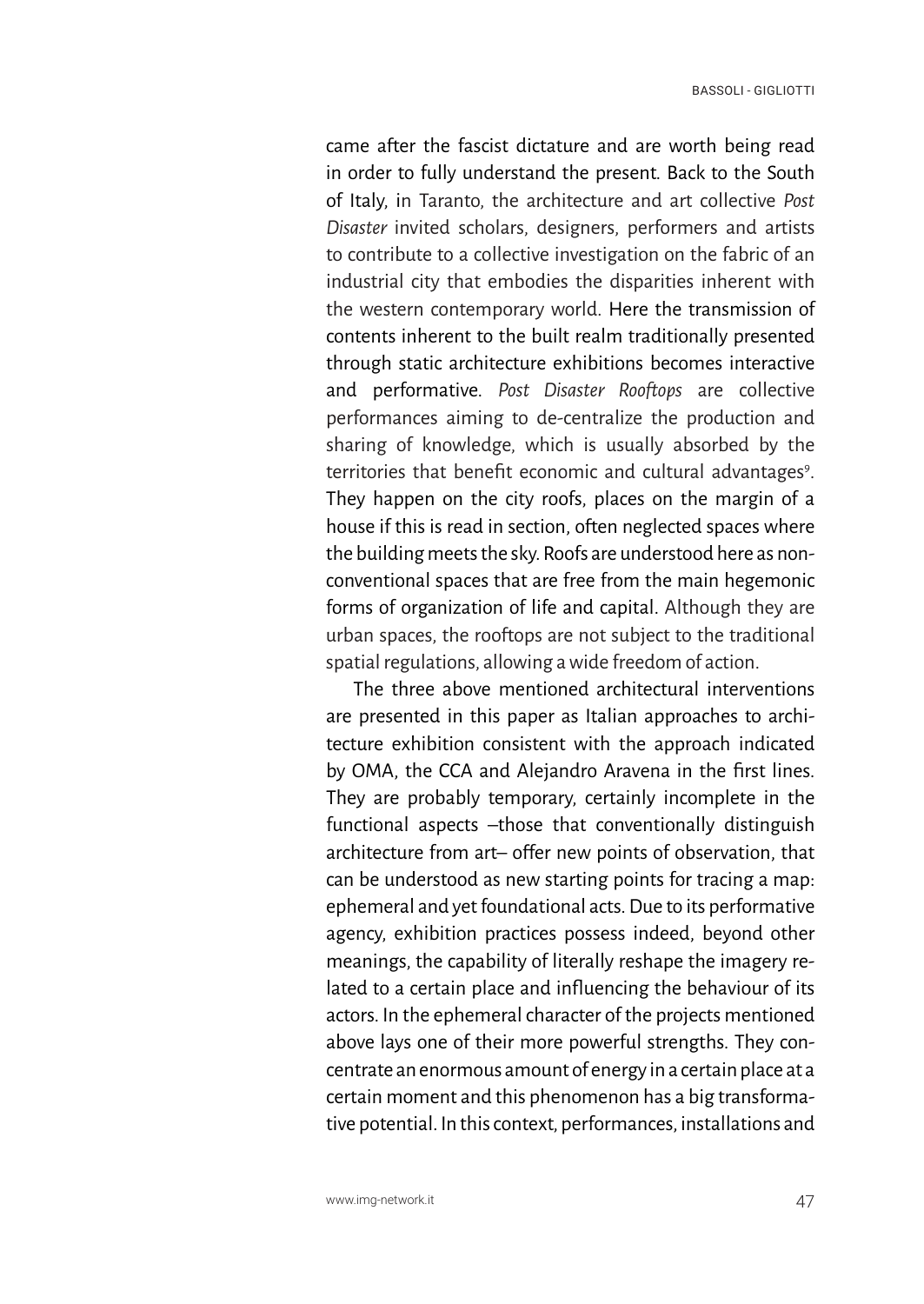came after the fascist dictature and are worth being read in order to fully understand the present. Back to the South of Italy, in Taranto, the architecture and art collective *Post Disaster* invited scholars, designers, performers and artists to contribute to a collective investigation on the fabric of an industrial city that embodies the disparities inherent with the western contemporary world. Here the transmission of contents inherent to the built realm traditionally presented through static architecture exhibitions becomes interactive and performative. *Post Disaster Rooftops* are collective performances aiming to de-centralize the production and sharing of knowledge, which is usually absorbed by the territories that benefit economic and cultural advantages[9]. They happen on the city roofs, places on the margin of a house if this is read in section, often neglected spaces where the building meets the sky. Roofs are understood here as non-conventional spaces that are free from the main hegemonic forms of organization of life and capital. Although they are urban spaces, the rooftops are not subject to the traditional spatial regulations, allowing a wide freedom of action.

The three above mentioned architectural interventions are presented in this paper as Italian approaches to architecture exhibition consistent with the approach indicated by OMA, the CCA and Alejandro Aravena in the first lines. They are probably temporary, certainly incomplete in the functional aspects –those that conventionally distinguish architecture from art– offer new points of observation, that can be understood as new starting points for tracing a map: ephemeral and yet foundational acts. Due to its performative agency, exhibition practices possess indeed, beyond other meanings, the capability of literally reshape the imagery related to a certain place and influencing the behaviour of its actors. In the ephemeral character of the projects mentioned above lays one of their more powerful strengths. They concentrate an enormous amount of energy in a certain place at a certain moment and this phenomenon has a big transformative potential. In this context, performances, installations and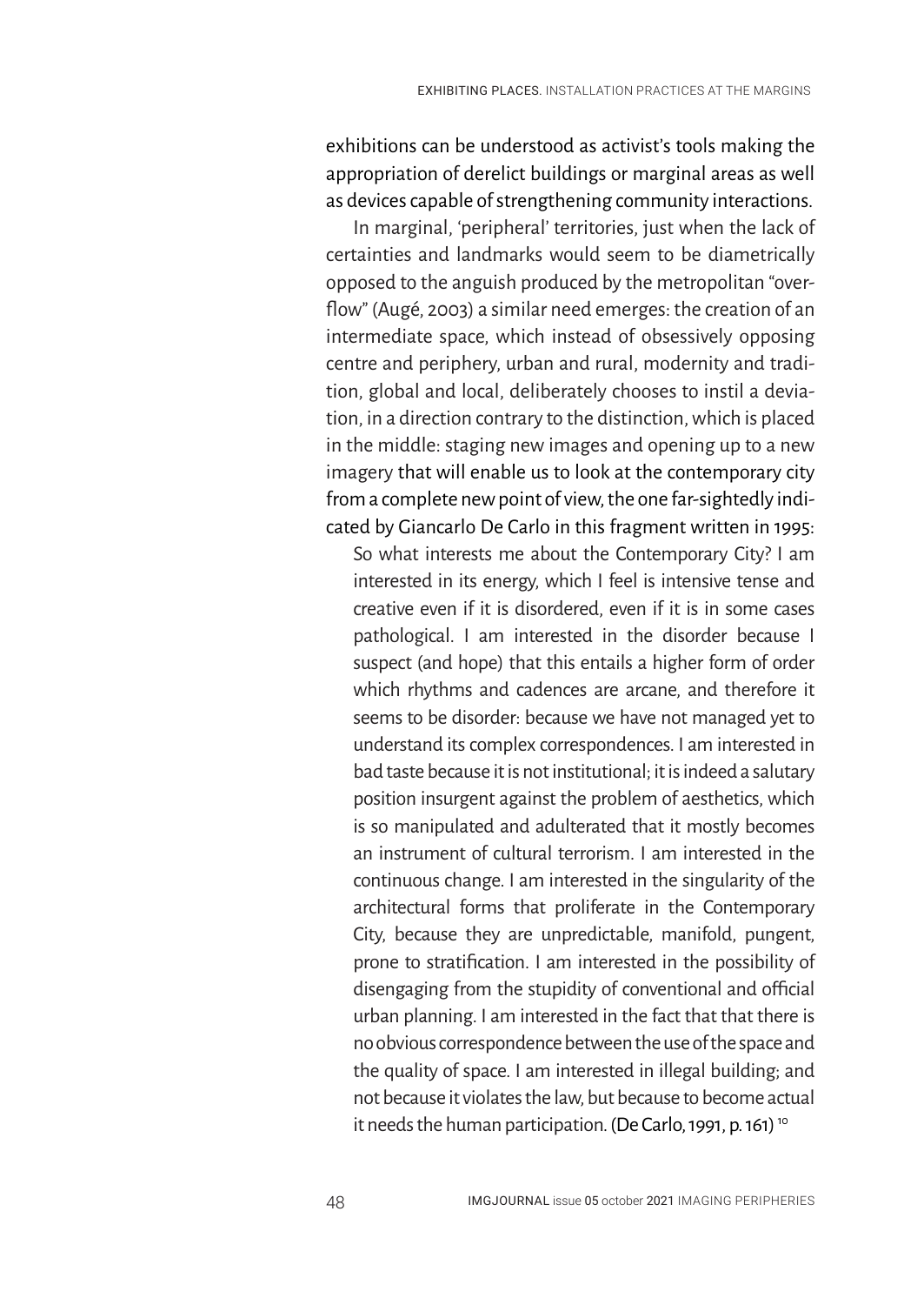exhibitions can be understood as activist's tools making the appropriation of derelict buildings or marginal areas as well as devices capable of strengthening community interactions.

In marginal, 'peripheral' territories, just when the lack of certainties and landmarks would seem to be diametrically opposed to the anguish produced by the metropolitan "overflow" (Augé, 2003) a similar need emerges: the creation of an intermediate space, which instead of obsessively opposing centre and periphery, urban and rural, modernity and tradition, global and local, deliberately chooses to instil a deviation, in a direction contrary to the distinction, which is placed in the middle: staging new images and opening up to a new imagery that will enable us to look at the contemporary city from a complete new point of view, the one far-sightedly indicated by Giancarlo De Carlo in this fragment written in 1995:

> So what interests me about the Contemporary City? I am interested in its energy, which I feel is intensive tense and creative even if it is disordered, even if it is in some cases pathological. I am interested in the disorder because I suspect (and hope) that this entails a higher form of order which rhythms and cadences are arcane, and therefore it seems to be disorder: because we have not managed yet to understand its complex correspondences. I am interested in bad taste because it is not institutional; it is indeed a salutary position insurgent against the problem of aesthetics, which is so manipulated and adulterated that it mostly becomes an instrument of cultural terrorism. I am interested in the continuous change. I am interested in the singularity of the architectural forms that proliferate in the Contemporary City, because they are unpredictable, manifold, pungent, prone to stratification. I am interested in the possibility of disengaging from the stupidity of conventional and official urban planning. I am interested in the fact that that there is no obvious correspondence between the use of the space and the quality of space. I am interested in illegal building; and not because it violates the law, but because to become actual it needs the human participation. (De Carlo, 1991, p. 161) [10]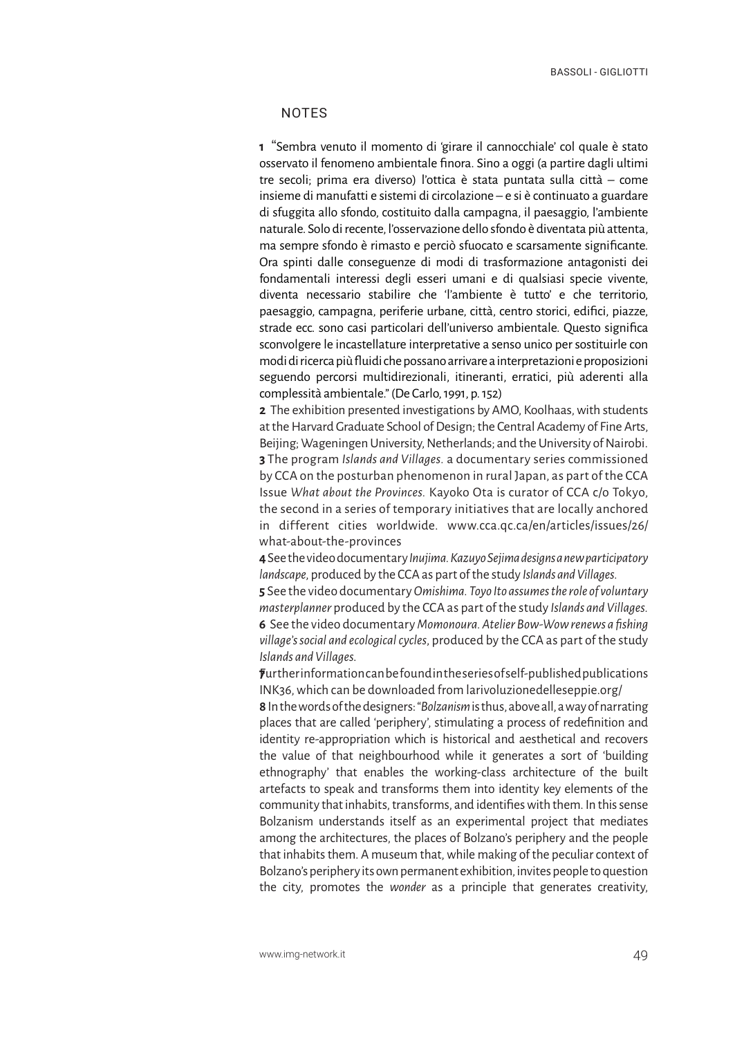## NOTES

**1** "Sembra venuto il momento di 'girare il cannocchiale' col quale è stato osservato il fenomeno ambientale finora. Sino a oggi (a partire dagli ultimi tre secoli; prima era diverso) l'ottica è stata puntata sulla città – come insieme di manufatti e sistemi di circolazione – e si è continuato a guardare di sfuggita allo sfondo, costituito dalla campagna, il paesaggio, l'ambiente naturale. Solo di recente, l'osservazione dello sfondo è diventata più attenta, ma sempre sfondo è rimasto e perciò sfuocato e scarsamente significante. Ora spinti dalle conseguenze di modi di trasformazione antagonisti dei fondamentali interessi degli esseri umani e di qualsiasi specie vivente, diventa necessario stabilire che 'l'ambiente è tutto' e che territorio, paesaggio, campagna, periferie urbane, città, centro storici, edifici, piazze, strade ecc. sono casi particolari dell'universo ambientale. Questo significa sconvolgere le incastellature interpretative a senso unico per sostituirle con modi di ricerca più fluidi che possano arrivare a interpretazioni e proposizioni seguendo percorsi multidirezionali, itineranti, erratici, più aderenti alla complessità ambientale." (De Carlo, 1991, p. 152)

**2** The exhibition presented investigations by AMO, Koolhaas, with students at the Harvard Graduate School of Design; the Central Academy of Fine Arts, Beijing; Wageningen University, Netherlands; and the University of Nairobi.

**3** The program *Islands and Villages*. a documentary series commissioned by CCA on the posturban phenomenon in rural Japan, as part of the CCA Issue *What about the Provinces*. Kayoko Ota is curator of CCA c/o Tokyo, the second in a series of temporary initiatives that are locally anchored in different cities worldwide. www.cca.qc.ca/en/articles/issues/26/what-about-the-provinces

**4** See the video documentary *Inujima. Kazuyo Sejima designs a new participatory landscape*, produced by the CCA as part of the study *Islands and Villages*.

**5** See the video documentary *Omishima. Toyo Ito assumes the role of voluntary masterplanner* produced by the CCA as part of the study *Islands and Villages*.

**6** See the video documentary *Momonoura. Atelier Bow-Wow renews a fishing village's social and ecological cycles*, produced by the CCA as part of the study *Islands and Villages*.

**7** Further information can be found in the series of self-published publications INK36, which can be downloaded from larivoluzionedelleseppie.org/

**8** In the words of the designers: "*Bolzanism* is thus, above all, a way of narrating places that are called 'periphery', stimulating a process of redefinition and identity re-appropriation which is historical and aesthetical and recovers the value of that neighbourhood while it generates a sort of 'building ethnography' that enables the working-class architecture of the built artefacts to speak and transforms them into identity key elements of the community that inhabits, transforms, and identifies with them. In this sense Bolzanism understands itself as an experimental project that mediates among the architectures, the places of Bolzano's periphery and the people that inhabits them. A museum that, while making of the peculiar context of Bolzano's periphery its own permanent exhibition, invites people to question the city, promotes the *wonder* as a principle that generates creativity,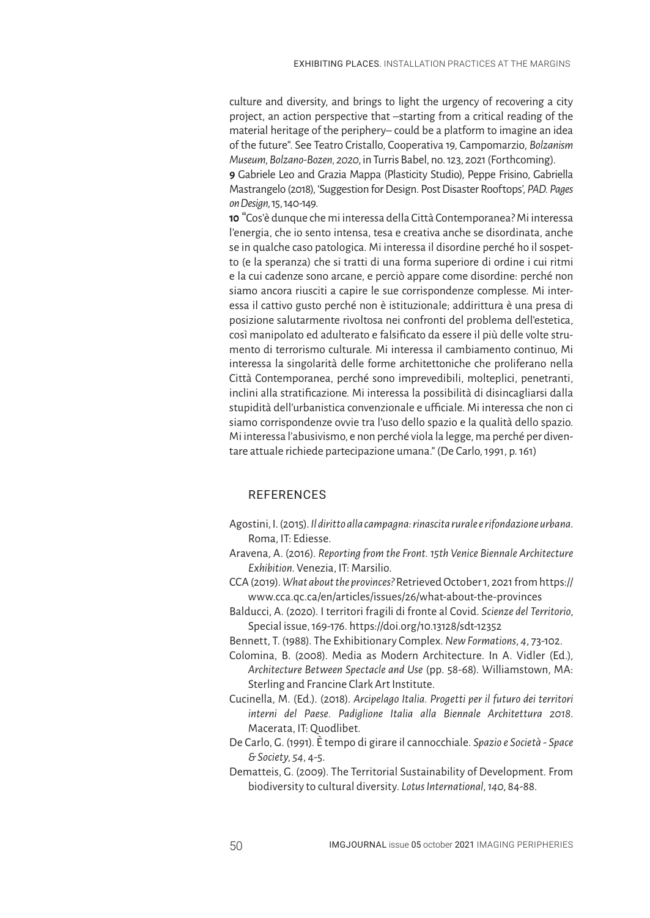culture and diversity, and brings to light the urgency of recovering a city project, an action perspective that –starting from a critical reading of the material heritage of the periphery– could be a platform to imagine an idea of the future". See Teatro Cristallo, Cooperativa 19, Campomarzio, *Bolzanism Museum, Bolzano-Bozen, 2020*, in Turris Babel, no. 123, 2021 (Forthcoming).

**9** Gabriele Leo and Grazia Mappa (Plasticity Studio), Peppe Frisino, Gabriella Mastrangelo (2018), 'Suggestion for Design. Post Disaster Rooftops', *PAD. Pages on Design*, 15, 140-149.

**10** "Cos'è dunque che mi interessa della Città Contemporanea? Mi interessa l'energia, che io sento intensa, tesa e creativa anche se disordinata, anche se in qualche caso patologica. Mi interessa il disordine perché ho il sospetto (e la speranza) che si tratti di una forma superiore di ordine i cui ritmi e la cui cadenze sono arcane, e perciò appare come disordine: perché non siamo ancora riusciti a capire le sue corrispondenze complesse. Mi interessa il cattivo gusto perché non è istituzionale; addirittura è una presa di posizione salutarmente rivoltosa nei confronti del problema dell'estetica, così manipolato ed adulterato e falsificato da essere il più delle volte strumento di terrorismo culturale. Mi interessa il cambiamento continuo, Mi interessa la singolarità delle forme architettoniche che proliferano nella Città Contemporanea, perché sono imprevedibili, molteplici, penetranti, inclini alla stratificazione. Mi interessa la possibilità di disincagliarsi dalla stupidità dell'urbanistica convenzionale e ufficiale. Mi interessa che non ci siamo corrispondenze ovvie tra l'uso dello spazio e la qualità dello spazio. Mi interessa l'abusivismo, e non perché viola la legge, ma perché per diventare attuale richiede partecipazione umana." (De Carlo, 1991, p. 161)

## REFERENCES

Agostini, I. (2015). *Il diritto alla campagna: rinascita rurale e rifondazione urbana*. Roma, IT: Ediesse.

Aravena, A. (2016). *Reporting from the Front. 15th Venice Biennale Architecture Exhibition*. Venezia, IT: Marsilio.

CCA (2019). *What about the provinces?* Retrieved October 1, 2021 from https://www.cca.qc.ca/en/articles/issues/26/what-about-the-provinces

Balducci, A. (2020). I territori fragili di fronte al Covid. *Scienze del Territorio*, Special issue, 169-176. https://doi.org/10.13128/sdt-12352

Bennett, T. (1988). The Exhibitionary Complex. *New Formations*, *4*, 73-102.

Colomina, B. (2008). Media as Modern Architecture. In A. Vidler (Ed.), *Architecture Between Spectacle and Use* (pp. 58-68). Williamstown, MA: Sterling and Francine Clark Art Institute.

Cucinella, M. (Ed.). (2018). *Arcipelago Italia. Progetti per il futuro dei territori interni del Paese. Padiglione Italia alla Biennale Architettura 2018*. Macerata, IT: Quodlibet.

De Carlo, G. (1991). È tempo di girare il cannocchiale. *Spazio e Società - Space & Society*, *54*, 4-5.

Dematteis, G. (2009). The Territorial Sustainability of Development. From biodiversity to cultural diversity. *Lotus International*, *140*, 84-88.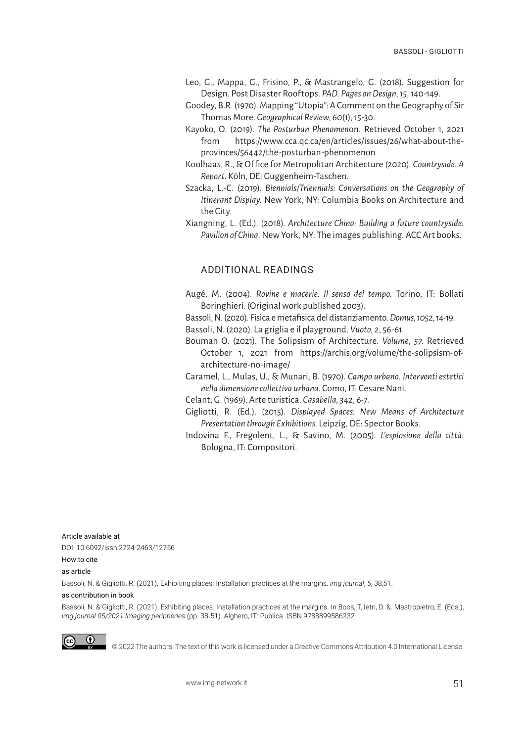Leo, G., Mappa, G., Frisino, P., & Mastrangelo, G. (2018). Suggestion for Design. Post Disaster Rooftops. *PAD. Pages on Design*, *15*, 140-149.

Goodey, B.R. (1970). Mapping "Utopia": A Comment on the Geography of Sir Thomas More. *Geographical Review*, *60*(1), 15-30.

Kayoko, O. (2019). *The Posturban Phenomenon*. Retrieved October 1, 2021 from https://www.cca.qc.ca/en/articles/issues/26/what-about-the-provinces/56442/the-posturban-phenomenon

Koolhaas, R., & Office for Metropolitan Architecture (2020). *Countryside. A Report*. Köln, DE: Guggenheim-Taschen.

Szacka, L.-C. (2019). *Biennials/Triennials: Conversations on the Geography of Itinerant Display*. New York, NY: Columbia Books on Architecture and the City.

Xiangning, L. (Ed.). (2018). *Architecture China: Building a future countryside: Pavilion of China*. New York, NY: The images publishing. ACC Art books.

## ADDITIONAL READINGS

Augé, M. (2004). *Rovine e macerie. Il senso del tempo*. Torino, IT: Bollati Boringhieri. (Original work published 2003).

Bassoli, N. (2020). Fisica e metafisica del distanziamento. *Domus*, *1052*, 14-19.

Bassoli, N. (2020). La griglia e il playground. *Vuoto*, *2*, 56-61.

Bouman O. (2021). The Solipsism of Architecture. *Volume*, *57*. Retrieved October 1, 2021 from https://archis.org/volume/the-solipsism-of-architecture-no-image/

Caramel, L., Mulas, U., & Munari, B. (1970). *Campo urbano. Interventi estetici nella dimensione collettiva urbana*. Como, IT: Cesare Nani.

Celant, G. (1969). Arte turistica. *Casabella*, *342*, 6-7.

Gigliotti, R. (Ed.). (2015). *Displayed Spaces: New Means of Architecture Presentation through Exhibitions*. Leipzig, DE: Spector Books.

Indovina F., Fregolent, L., & Savino, M. (2005). *L'esplosione della città*. Bologna, IT: Compositori.

Article available at

DOI: 10.6092/issn.2724-2463/12756

How to cite

as article

Bassoli, N. & Gigliotti, R. (2021). Exhibiting places. Installation practices at the margins. *img journal*, *5*, 38,51.

as contribution in book

Bassoli, N. & Gigliotti, R. (2021). Exhibiting places. Installation practices at the margins. In Boos, T, Ietri, D. &. Mastropietro, E. (Eds.), *img journal 05/2021 Imaging peripheries* (pp. 38-51). Alghero, IT: Publica. ISBN 9788899586232

© 2022 The authors. The text of this work is licensed under a Creative Commons Attribution 4.0 International License.